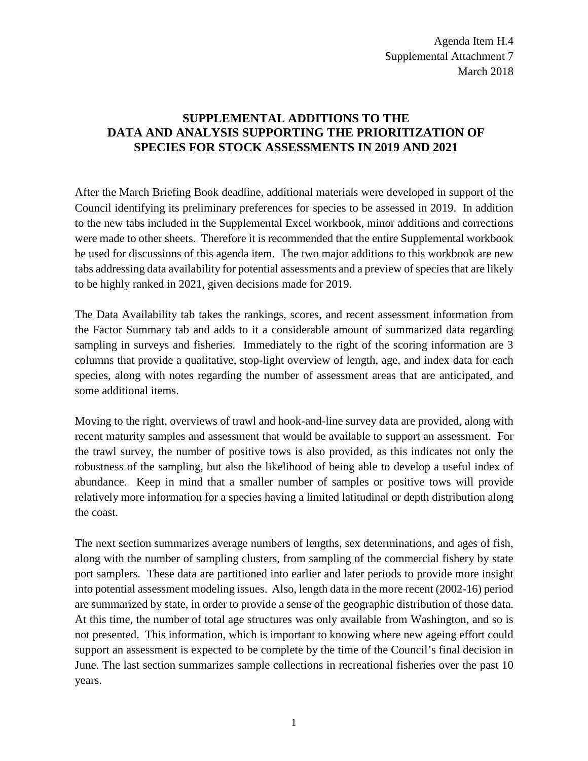Agenda Item H.4
Supplemental Attachment 7
March 2018

# SUPPLEMENTAL ADDITIONS TO THE DATA AND ANALYSIS SUPPORTING THE PRIORITIZATION OF SPECIES FOR STOCK ASSESSMENTS IN 2019 AND 2021

After the March Briefing Book deadline, additional materials were developed in support of the Council identifying its preliminary preferences for species to be assessed in 2019. In addition to the new tabs included in the Supplemental Excel workbook, minor additions and corrections were made to other sheets. Therefore it is recommended that the entire Supplemental workbook be used for discussions of this agenda item. The two major additions to this workbook are new tabs addressing data availability for potential assessments and a preview of species that are likely to be highly ranked in 2021, given decisions made for 2019.

The Data Availability tab takes the rankings, scores, and recent assessment information from the Factor Summary tab and adds to it a considerable amount of summarized data regarding sampling in surveys and fisheries. Immediately to the right of the scoring information are 3 columns that provide a qualitative, stop-light overview of length, age, and index data for each species, along with notes regarding the number of assessment areas that are anticipated, and some additional items.

Moving to the right, overviews of trawl and hook-and-line survey data are provided, along with recent maturity samples and assessment that would be available to support an assessment. For the trawl survey, the number of positive tows is also provided, as this indicates not only the robustness of the sampling, but also the likelihood of being able to develop a useful index of abundance. Keep in mind that a smaller number of samples or positive tows will provide relatively more information for a species having a limited latitudinal or depth distribution along the coast.

The next section summarizes average numbers of lengths, sex determinations, and ages of fish, along with the number of sampling clusters, from sampling of the commercial fishery by state port samplers. These data are partitioned into earlier and later periods to provide more insight into potential assessment modeling issues. Also, length data in the more recent (2002-16) period are summarized by state, in order to provide a sense of the geographic distribution of those data. At this time, the number of total age structures was only available from Washington, and so is not presented. This information, which is important to knowing where new ageing effort could support an assessment is expected to be complete by the time of the Council's final decision in June. The last section summarizes sample collections in recreational fisheries over the past 10 years.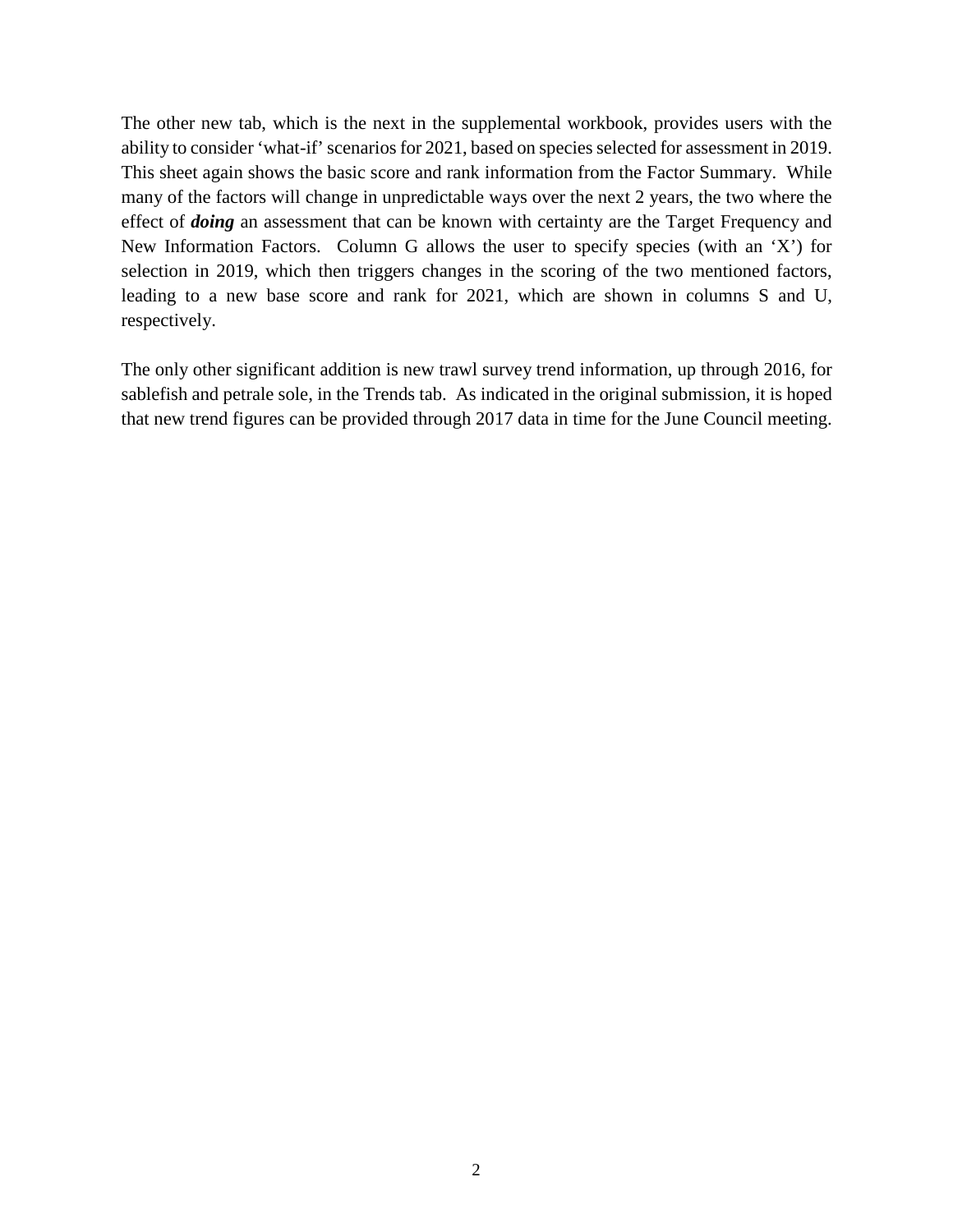The other new tab, which is the next in the supplemental workbook, provides users with the ability to consider 'what-if' scenarios for 2021, based on species selected for assessment in 2019. This sheet again shows the basic score and rank information from the Factor Summary. While many of the factors will change in unpredictable ways over the next 2 years, the two where the effect of ***doing*** an assessment that can be known with certainty are the Target Frequency and New Information Factors. Column G allows the user to specify species (with an 'X') for selection in 2019, which then triggers changes in the scoring of the two mentioned factors, leading to a new base score and rank for 2021, which are shown in columns S and U, respectively.

The only other significant addition is new trawl survey trend information, up through 2016, for sablefish and petrale sole, in the Trends tab. As indicated in the original submission, it is hoped that new trend figures can be provided through 2017 data in time for the June Council meeting.